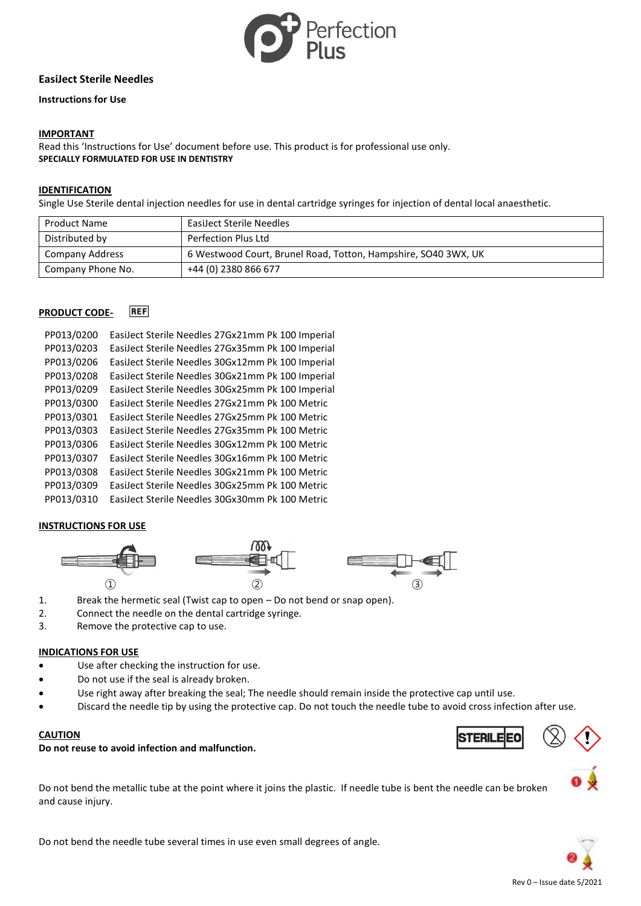Perfection Plus

**EasiJect Sterile Needles**

**Instructions for Use**

**IMPORTANT**

Read this 'Instructions for Use' document before use. This product is for professional use only.

**SPECIALLY FORMULATED FOR USE IN DENTISTRY**

**IDENTIFICATION**

Single Use Sterile dental injection needles for use in dental cartridge syringes for injection of dental local anaesthetic.

| Product Name | EasiJect Sterile Needles |
|---|---|
| Distributed by | Perfection Plus Ltd |
| Company Address | 6 Westwood Court, Brunel Road, Totton, Hampshire, SO40 3WX, UK |
| Company Phone No. | +44 (0) 2380 866 677 |

**PRODUCT CODE-** REF

PP013/0200 EasiJect Sterile Needles 27Gx21mm Pk 100 Imperial
PP013/0203 EasiJect Sterile Needles 27Gx35mm Pk 100 Imperial
PP013/0206 EasiJect Sterile Needles 30Gx12mm Pk 100 Imperial
PP013/0208 EasiJect Sterile Needles 30Gx21mm Pk 100 Imperial
PP013/0209 EasiJect Sterile Needles 30Gx25mm Pk 100 Imperial
PP013/0300 EasiJect Sterile Needles 27Gx21mm Pk 100 Metric
PP013/0301 EasiJect Sterile Needles 27Gx25mm Pk 100 Metric
PP013/0303 EasiJect Sterile Needles 27Gx35mm Pk 100 Metric
PP013/0306 EasiJect Sterile Needles 30Gx12mm Pk 100 Metric
PP013/0307 EasiJect Sterile Needles 30Gx16mm Pk 100 Metric
PP013/0308 EasiJect Sterile Needles 30Gx21mm Pk 100 Metric
PP013/0309 EasiJect Sterile Needles 30Gx25mm Pk 100 Metric
PP013/0310 EasiJect Sterile Needles 30Gx30mm Pk 100 Metric

**INSTRUCTIONS FOR USE**

① ② ③

1. Break the hermetic seal (Twist cap to open – Do not bend or snap open).
2. Connect the needle on the dental cartridge syringe.
3. Remove the protective cap to use.

**INDICATIONS FOR USE**

- Use after checking the instruction for use.
- Do not use if the seal is already broken.
- Use right away after breaking the seal; The needle should remain inside the protective cap until use.
- Discard the needle tip by using the protective cap. Do not touch the needle tube to avoid cross infection after use.

**CAUTION**

**Do not reuse to avoid infection and malfunction.**

STERILE EO

Do not bend the metallic tube at the point where it joins the plastic. If needle tube is bent the needle can be broken and cause injury.

Do not bend the needle tube several times in use even small degrees of angle.

Rev 0 – Issue date 5/2021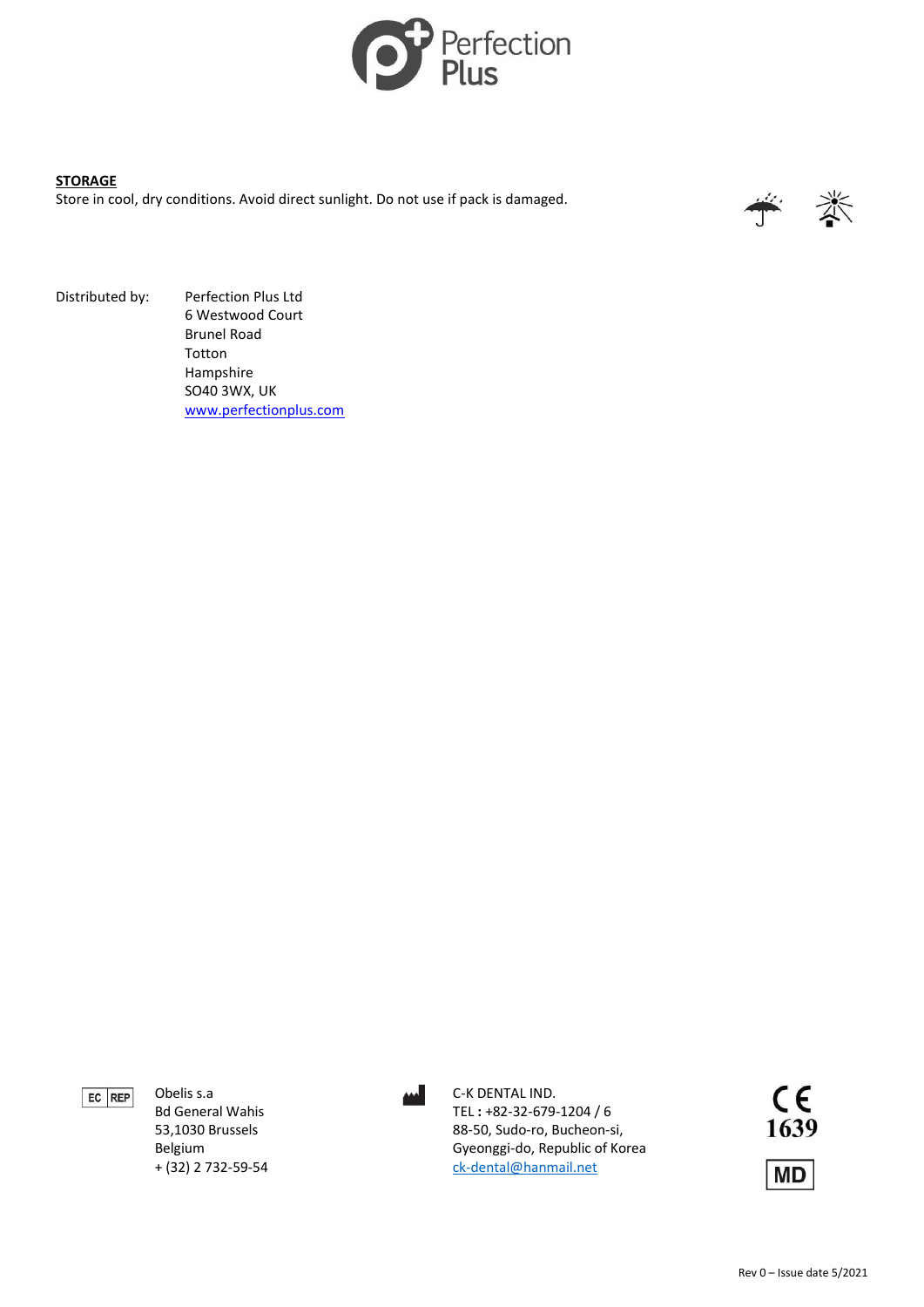## STORAGE

Store in cool, dry conditions. Avoid direct sunlight. Do not use if pack is damaged.

Distributed by:

Perfection Plus Ltd
6 Westwood Court
Brunel Road
Totton
Hampshire
SO40 3WX, UK
www.perfectionplus.com

EC REP

Obelis s.a
Bd General Wahis
53,1030 Brussels
Belgium
+ (32) 2 732-59-54

C-K DENTAL IND.
TEL : +82-32-679-1204 / 6
88-50, Sudo-ro, Bucheon-si,
Gyeonggi-do, Republic of Korea
ck-dental@hanmail.net

CE
1639

MD

Rev 0 – Issue date 5/2021